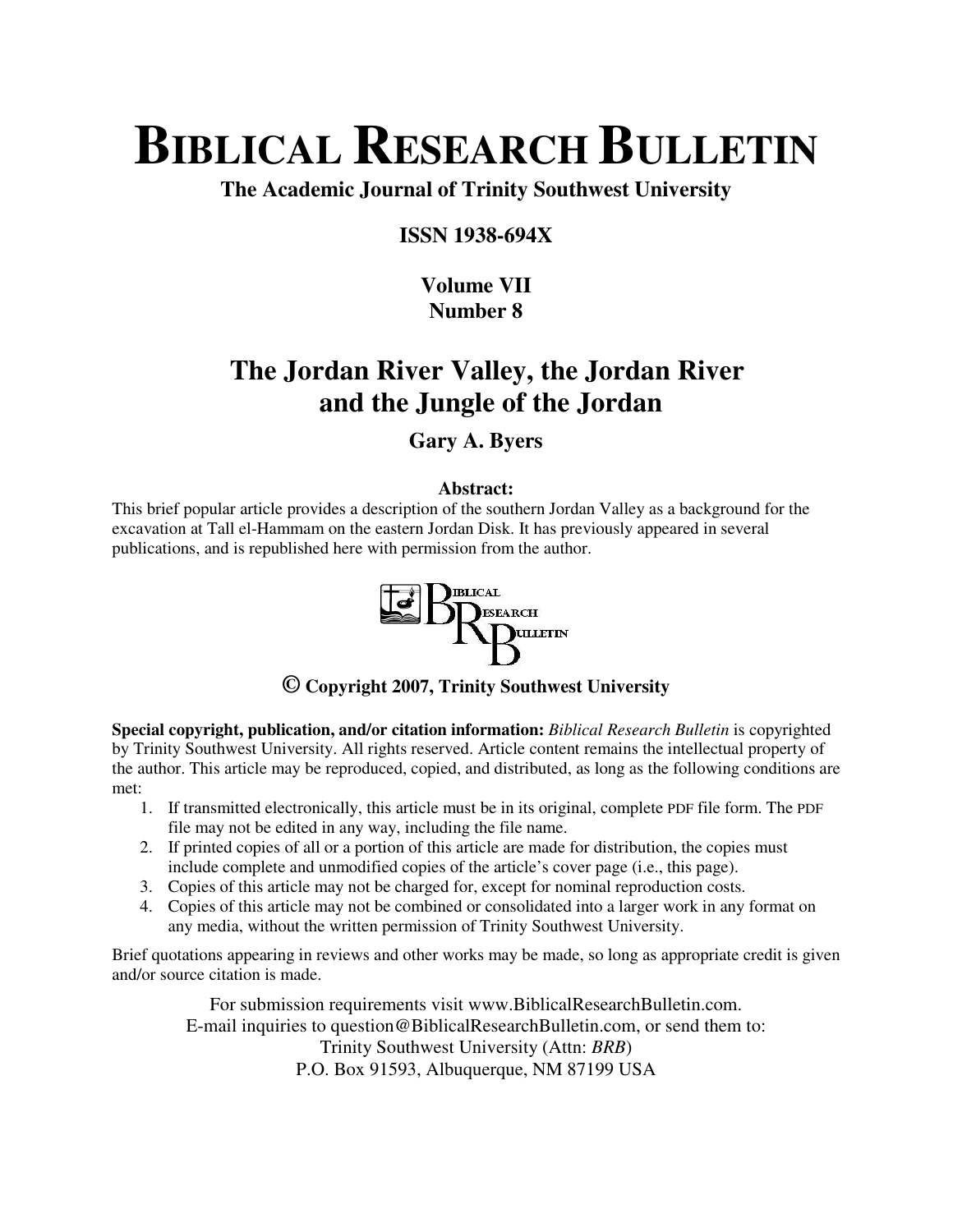# BIBLICAL RESEARCH BULLETIN

**The Academic Journal of Trinity Southwest University**

**ISSN 1938-694X**

**Volume VII**
**Number 8**

## The Jordan River Valley, the Jordan River and the Jungle of the Jordan

**Gary A. Byers**

**Abstract:**
This brief popular article provides a description of the southern Jordan Valley as a background for the excavation at Tall el-Hammam on the eastern Jordan Disk. It has previously appeared in several publications, and is republished here with permission from the author.

**© Copyright 2007, Trinity Southwest University**

**Special copyright, publication, and/or citation information:** *Biblical Research Bulletin* is copyrighted by Trinity Southwest University. All rights reserved. Article content remains the intellectual property of the author. This article may be reproduced, copied, and distributed, as long as the following conditions are met:

1. If transmitted electronically, this article must be in its original, complete PDF file form. The PDF file may not be edited in any way, including the file name.
2. If printed copies of all or a portion of this article are made for distribution, the copies must include complete and unmodified copies of the article's cover page (i.e., this page).
3. Copies of this article may not be charged for, except for nominal reproduction costs.
4. Copies of this article may not be combined or consolidated into a larger work in any format on any media, without the written permission of Trinity Southwest University.

Brief quotations appearing in reviews and other works may be made, so long as appropriate credit is given and/or source citation is made.

For submission requirements visit www.BiblicalResearchBulletin.com.
E-mail inquiries to question@BiblicalResearchBulletin.com, or send them to:
Trinity Southwest University (Attn: *BRB*)
P.O. Box 91593, Albuquerque, NM 87199 USA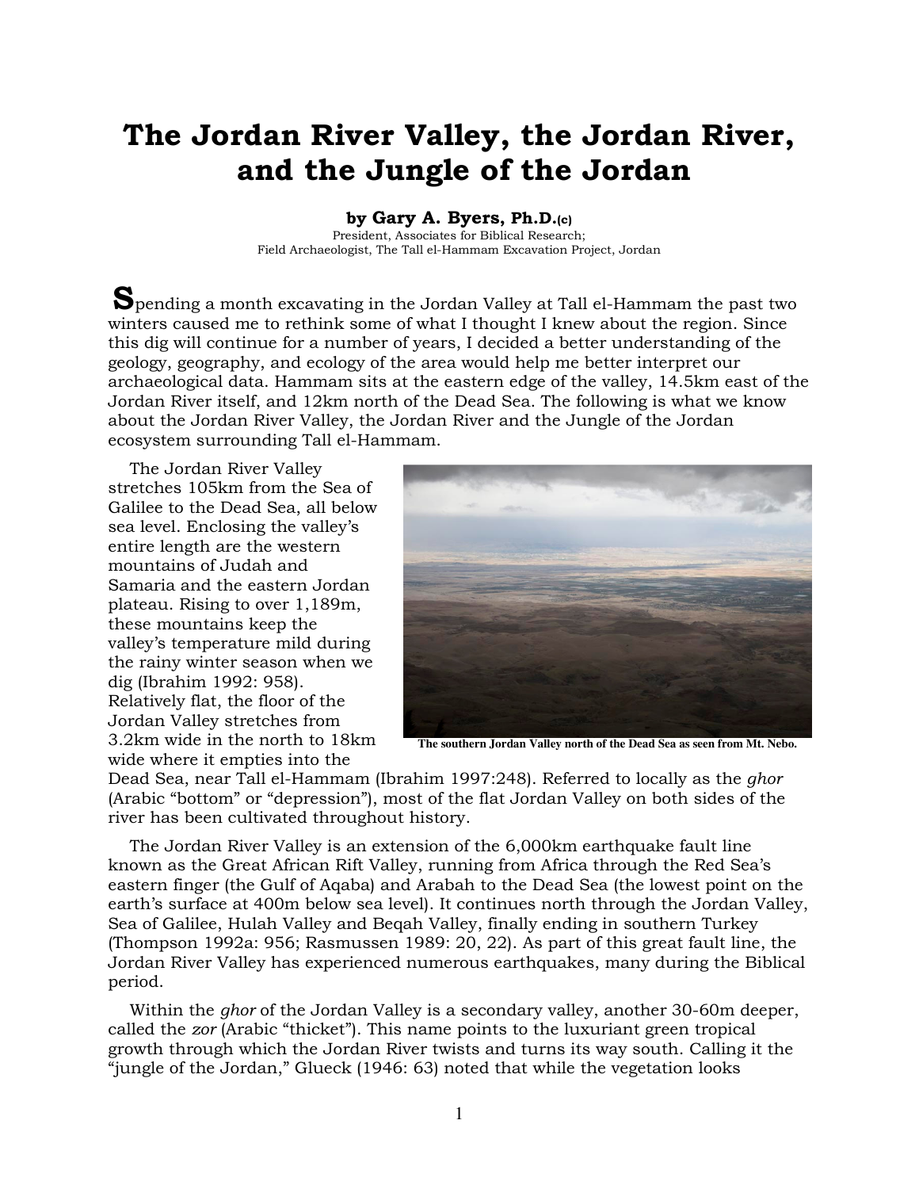# The Jordan River Valley, the Jordan River, and the Jungle of the Jordan

**by Gary A. Byers, Ph.D.(c)**

President, Associates for Biblical Research;
Field Archaeologist, The Tall el-Hammam Excavation Project, Jordan

**S**pending a month excavating in the Jordan Valley at Tall el-Hammam the past two winters caused me to rethink some of what I thought I knew about the region. Since this dig will continue for a number of years, I decided a better understanding of the geology, geography, and ecology of the area would help me better interpret our archaeological data. Hammam sits at the eastern edge of the valley, 14.5km east of the Jordan River itself, and 12km north of the Dead Sea. The following is what we know about the Jordan River Valley, the Jordan River and the Jungle of the Jordan ecosystem surrounding Tall el-Hammam.

The Jordan River Valley stretches 105km from the Sea of Galilee to the Dead Sea, all below sea level. Enclosing the valley's entire length are the western mountains of Judah and Samaria and the eastern Jordan plateau. Rising to over 1,189m, these mountains keep the valley's temperature mild during the rainy winter season when we dig (Ibrahim 1992: 958). Relatively flat, the floor of the Jordan Valley stretches from 3.2km wide in the north to 18km wide where it empties into the Dead Sea, near Tall el-Hammam (Ibrahim 1997:248). Referred to locally as the *ghor* (Arabic "bottom" or "depression"), most of the flat Jordan Valley on both sides of the river has been cultivated throughout history.

The southern Jordan Valley north of the Dead Sea as seen from Mt. Nebo.

The Jordan River Valley is an extension of the 6,000km earthquake fault line known as the Great African Rift Valley, running from Africa through the Red Sea's eastern finger (the Gulf of Aqaba) and Arabah to the Dead Sea (the lowest point on the earth's surface at 400m below sea level). It continues north through the Jordan Valley, Sea of Galilee, Hulah Valley and Beqah Valley, finally ending in southern Turkey (Thompson 1992a: 956; Rasmussen 1989: 20, 22). As part of this great fault line, the Jordan River Valley has experienced numerous earthquakes, many during the Biblical period.

Within the *ghor* of the Jordan Valley is a secondary valley, another 30-60m deeper, called the *zor* (Arabic "thicket"). This name points to the luxuriant green tropical growth through which the Jordan River twists and turns its way south. Calling it the "jungle of the Jordan," Glueck (1946: 63) noted that while the vegetation looks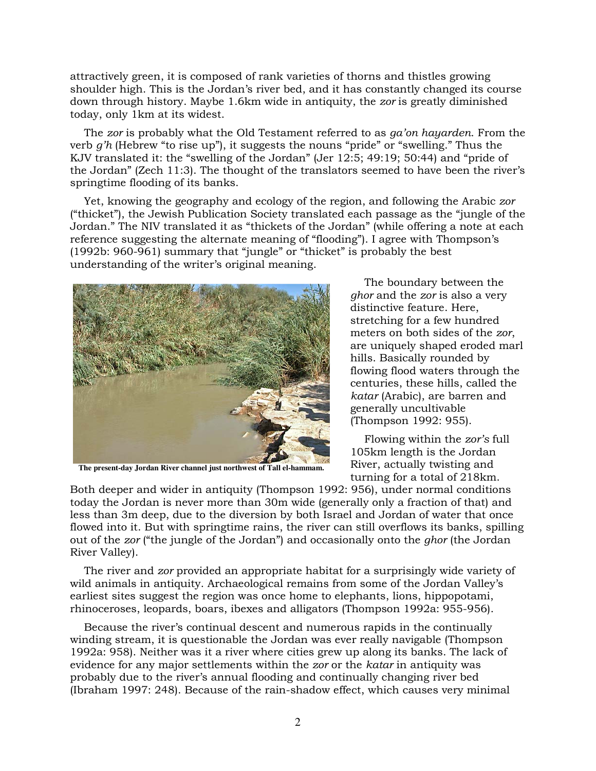attractively green, it is composed of rank varieties of thorns and thistles growing shoulder high. This is the Jordan's river bed, and it has constantly changed its course down through history. Maybe 1.6km wide in antiquity, the *zor* is greatly diminished today, only 1km at its widest.

The *zor* is probably what the Old Testament referred to as *ga'on hayarden*. From the verb *g'h* (Hebrew "to rise up"), it suggests the nouns "pride" or "swelling." Thus the KJV translated it: the "swelling of the Jordan" (Jer 12:5; 49:19; 50:44) and "pride of the Jordan" (Zech 11:3). The thought of the translators seemed to have been the river's springtime flooding of its banks.

Yet, knowing the geography and ecology of the region, and following the Arabic *zor* ("thicket"), the Jewish Publication Society translated each passage as the "jungle of the Jordan." The NIV translated it as "thickets of the Jordan" (while offering a note at each reference suggesting the alternate meaning of "flooding"). I agree with Thompson's (1992b: 960-961) summary that "jungle" or "thicket" is probably the best understanding of the writer's original meaning.

**The present-day Jordan River channel just northwest of Tall el-hammam.**

The boundary between the *ghor* and the *zor* is also a very distinctive feature. Here, stretching for a few hundred meters on both sides of the *zor*, are uniquely shaped eroded marl hills. Basically rounded by flowing flood waters through the centuries, these hills, called the *katar* (Arabic), are barren and generally uncultivable (Thompson 1992: 955).

Flowing within the *zor's* full 105km length is the Jordan River, actually twisting and turning for a total of 218km. Both deeper and wider in antiquity (Thompson 1992: 956), under normal conditions today the Jordan is never more than 30m wide (generally only a fraction of that) and less than 3m deep, due to the diversion by both Israel and Jordan of water that once flowed into it. But with springtime rains, the river can still overflows its banks, spilling out of the *zor* ("the jungle of the Jordan") and occasionally onto the *ghor* (the Jordan River Valley).

The river and *zor* provided an appropriate habitat for a surprisingly wide variety of wild animals in antiquity. Archaeological remains from some of the Jordan Valley's earliest sites suggest the region was once home to elephants, lions, hippopotami, rhinoceroses, leopards, boars, ibexes and alligators (Thompson 1992a: 955-956).

Because the river's continual descent and numerous rapids in the continually winding stream, it is questionable the Jordan was ever really navigable (Thompson 1992a: 958). Neither was it a river where cities grew up along its banks. The lack of evidence for any major settlements within the *zor* or the *katar* in antiquity was probably due to the river's annual flooding and continually changing river bed (Ibraham 1997: 248). Because of the rain-shadow effect, which causes very minimal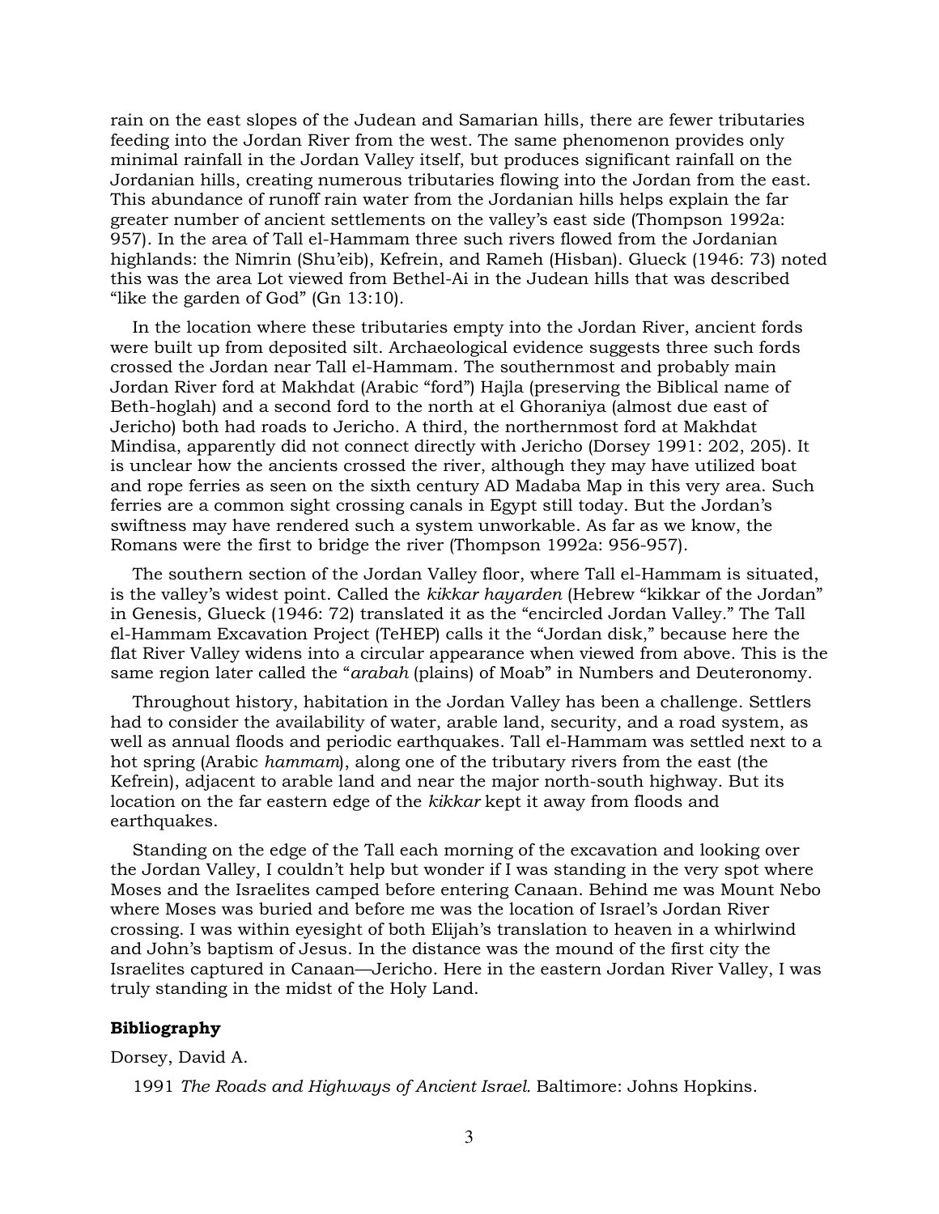rain on the east slopes of the Judean and Samarian hills, there are fewer tributaries feeding into the Jordan River from the west. The same phenomenon provides only minimal rainfall in the Jordan Valley itself, but produces significant rainfall on the Jordanian hills, creating numerous tributaries flowing into the Jordan from the east. This abundance of runoff rain water from the Jordanian hills helps explain the far greater number of ancient settlements on the valley's east side (Thompson 1992a: 957). In the area of Tall el-Hammam three such rivers flowed from the Jordanian highlands: the Nimrin (Shu'eib), Kefrein, and Rameh (Hisban). Glueck (1946: 73) noted this was the area Lot viewed from Bethel-Ai in the Judean hills that was described "like the garden of God" (Gn 13:10).

In the location where these tributaries empty into the Jordan River, ancient fords were built up from deposited silt. Archaeological evidence suggests three such fords crossed the Jordan near Tall el-Hammam. The southernmost and probably main Jordan River ford at Makhdat (Arabic "ford") Hajla (preserving the Biblical name of Beth-hoglah) and a second ford to the north at el Ghoraniya (almost due east of Jericho) both had roads to Jericho. A third, the northernmost ford at Makhdat Mindisa, apparently did not connect directly with Jericho (Dorsey 1991: 202, 205). It is unclear how the ancients crossed the river, although they may have utilized boat and rope ferries as seen on the sixth century AD Madaba Map in this very area. Such ferries are a common sight crossing canals in Egypt still today. But the Jordan's swiftness may have rendered such a system unworkable. As far as we know, the Romans were the first to bridge the river (Thompson 1992a: 956-957).

The southern section of the Jordan Valley floor, where Tall el-Hammam is situated, is the valley's widest point. Called the *kikkar hayarden* (Hebrew "kikkar of the Jordan" in Genesis, Glueck (1946: 72) translated it as the "encircled Jordan Valley." The Tall el-Hammam Excavation Project (TeHEP) calls it the "Jordan disk," because here the flat River Valley widens into a circular appearance when viewed from above. This is the same region later called the "*arabah* (plains) of Moab" in Numbers and Deuteronomy.

Throughout history, habitation in the Jordan Valley has been a challenge. Settlers had to consider the availability of water, arable land, security, and a road system, as well as annual floods and periodic earthquakes. Tall el-Hammam was settled next to a hot spring (Arabic *hammam*), along one of the tributary rivers from the east (the Kefrein), adjacent to arable land and near the major north-south highway. But its location on the far eastern edge of the *kikkar* kept it away from floods and earthquakes.

Standing on the edge of the Tall each morning of the excavation and looking over the Jordan Valley, I couldn't help but wonder if I was standing in the very spot where Moses and the Israelites camped before entering Canaan. Behind me was Mount Nebo where Moses was buried and before me was the location of Israel's Jordan River crossing. I was within eyesight of both Elijah's translation to heaven in a whirlwind and John's baptism of Jesus. In the distance was the mound of the first city the Israelites captured in Canaan—Jericho. Here in the eastern Jordan River Valley, I was truly standing in the midst of the Holy Land.

**Bibliography**

Dorsey, David A.

1991 *The Roads and Highways of Ancient Israel.* Baltimore: Johns Hopkins.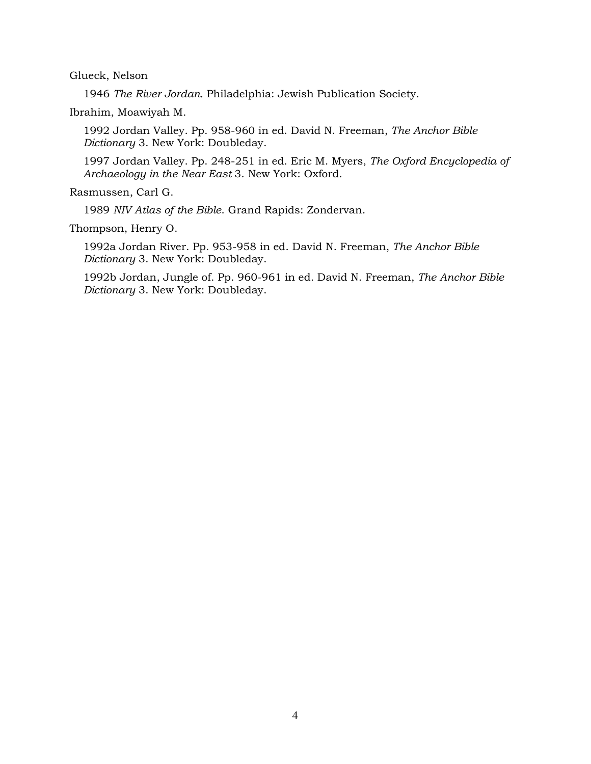Glueck, Nelson

1946 *The River Jordan.* Philadelphia: Jewish Publication Society.

Ibrahim, Moawiyah M.

1992 Jordan Valley. Pp. 958-960 in ed. David N. Freeman, *The Anchor Bible Dictionary* 3. New York: Doubleday.

1997 Jordan Valley. Pp. 248-251 in ed. Eric M. Myers, *The Oxford Encyclopedia of Archaeology in the Near East* 3. New York: Oxford.

Rasmussen, Carl G.

1989 *NIV Atlas of the Bible*. Grand Rapids: Zondervan.

Thompson, Henry O.

1992a Jordan River. Pp. 953-958 in ed. David N. Freeman, *The Anchor Bible Dictionary* 3. New York: Doubleday.

1992b Jordan, Jungle of. Pp. 960-961 in ed. David N. Freeman, *The Anchor Bible Dictionary* 3. New York: Doubleday.